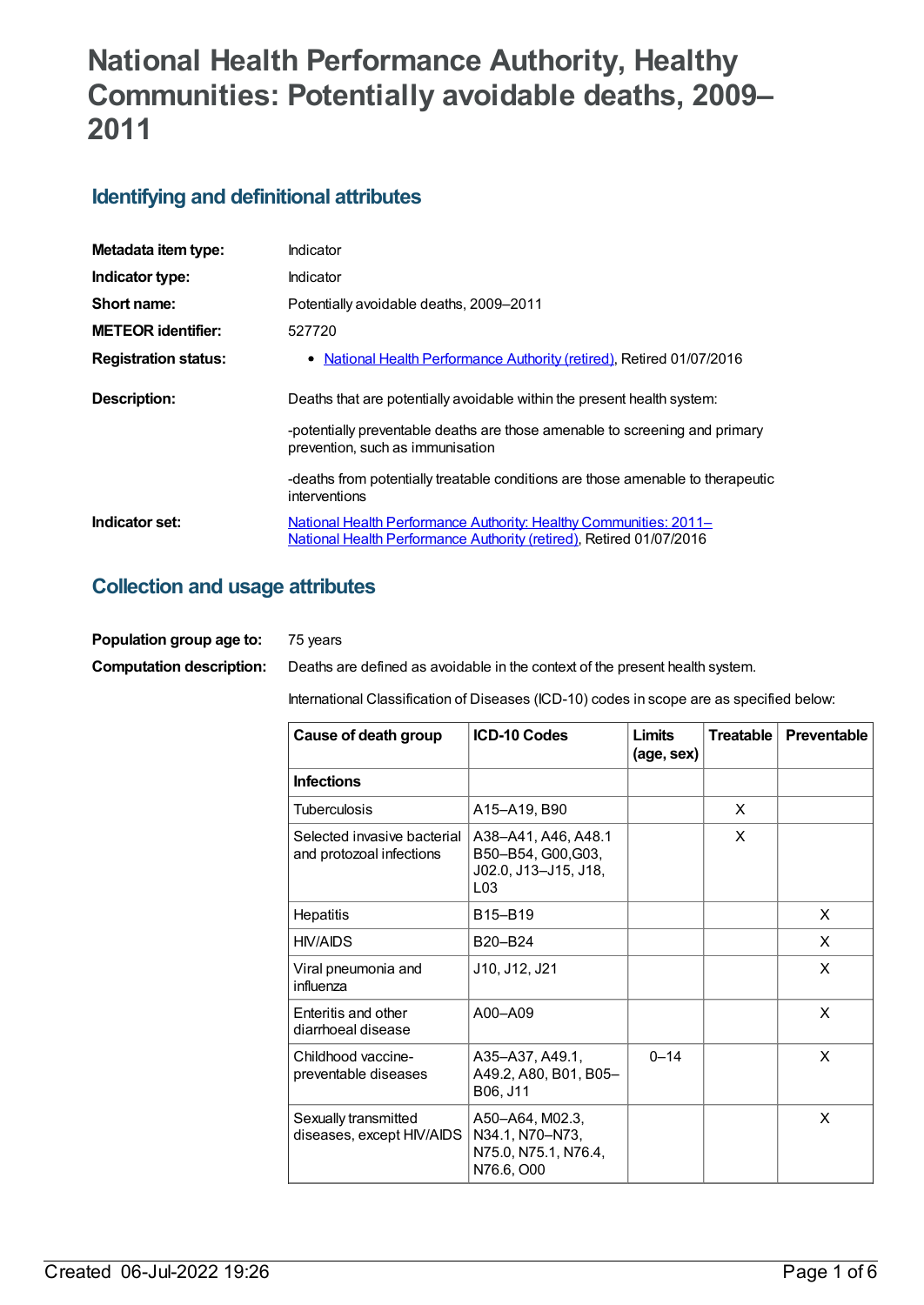# National Health Performance Authority, Healthy Communities: Potentially avoidable deaths, 2009–2011

## Identifying and definitional attributes

**Metadata item type:** Indicator

**Indicator type:** Indicator

**Short name:** Potentially avoidable deaths, 2009–2011

**METEOR identifier:** 527720

**Registration status:**
- National Health Performance Authority (retired), Retired 01/07/2016

**Description:** Deaths that are potentially avoidable within the present health system:

-potentially preventable deaths are those amenable to screening and primary prevention, such as immunisation

-deaths from potentially treatable conditions are those amenable to therapeutic interventions

**Indicator set:** National Health Performance Authority: Healthy Communities: 2011– National Health Performance Authority (retired), Retired 01/07/2016

## Collection and usage attributes

**Population group age to:** 75 years

**Computation description:** Deaths are defined as avoidable in the context of the present health system.

International Classification of Diseases (ICD-10) codes in scope are as specified below:

| Cause of death group | ICD-10 Codes | Limits (age, sex) | Treatable | Preventable |
|---|---|---|---|---|
| **Infections** | | | | |
| Tuberculosis | A15–A19, B90 | | X | |
| Selected invasive bacterial and protozoal infections | A38–A41, A46, A48.1 B50–B54, G00,G03, J02.0, J13–J15, J18, L03 | | X | |
| Hepatitis | B15–B19 | | | X |
| HIV/AIDS | B20–B24 | | | X |
| Viral pneumonia and influenza | J10, J12, J21 | | | X |
| Enteritis and other diarrhoeal disease | A00–A09 | | | X |
| Childhood vaccine-preventable diseases | A35–A37, A49.1, A49.2, A80, B01, B05–B06, J11 | 0–14 | | X |
| Sexually transmitted diseases, except HIV/AIDS | A50–A64, M02.3, N34.1, N70–N73, N75.0, N75.1, N76.4, N76.6, O00 | | | X |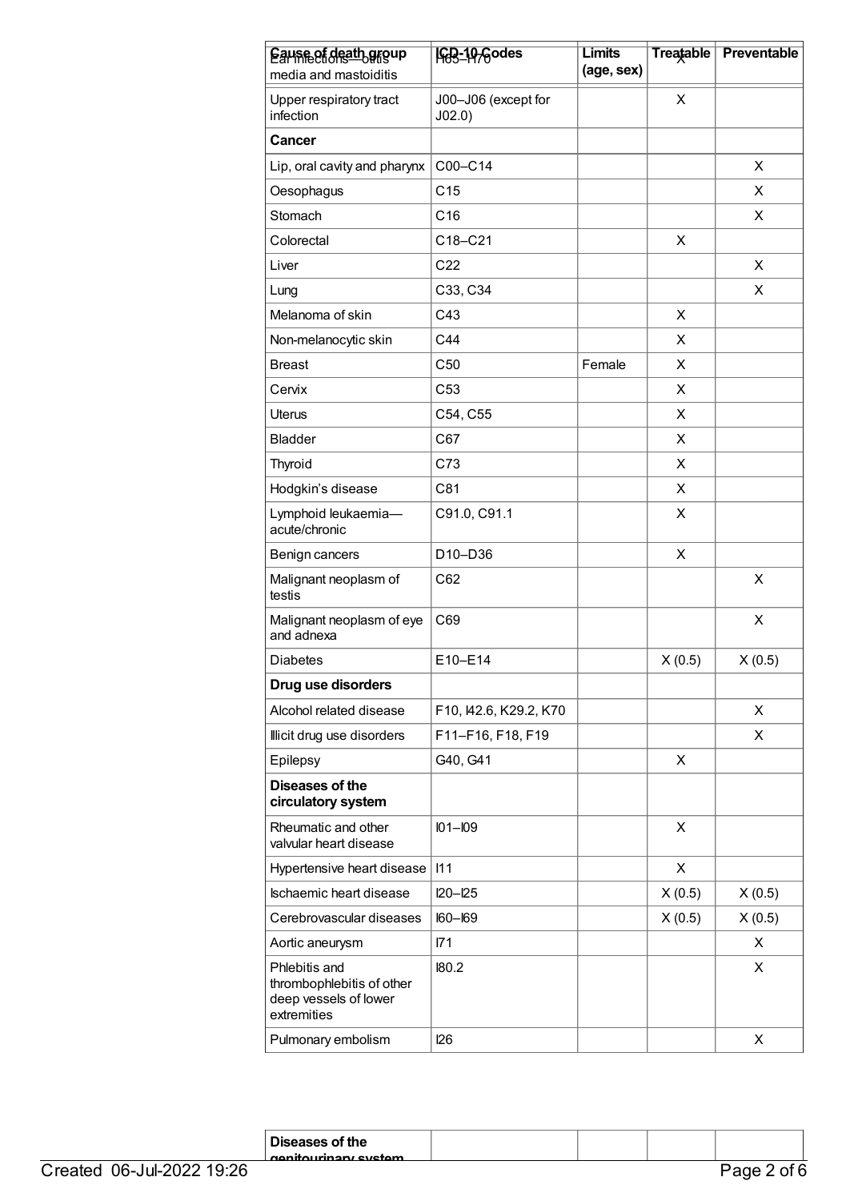| Cause of death group | ICD-10 Codes | Limits (age, sex) | Treatable | Preventable |
|---|---|---|---|---|
| Ear infections—otitis media and mastoiditis | H65–H70 | | X | |
| Upper respiratory tract infection | J00–J06 (except for J02.0) | | X | |
| **Cancer** | | | | |
| Lip, oral cavity and pharynx | C00–C14 | | | X |
| Oesophagus | C15 | | | X |
| Stomach | C16 | | | X |
| Colorectal | C18–C21 | | X | |
| Liver | C22 | | | X |
| Lung | C33, C34 | | | X |
| Melanoma of skin | C43 | | X | |
| Non-melanocytic skin | C44 | | X | |
| Breast | C50 | Female | X | |
| Cervix | C53 | | X | |
| Uterus | C54, C55 | | X | |
| Bladder | C67 | | X | |
| Thyroid | C73 | | X | |
| Hodgkin's disease | C81 | | X | |
| Lymphoid leukaemia—acute/chronic | C91.0, C91.1 | | X | |
| Benign cancers | D10–D36 | | X | |
| Malignant neoplasm of testis | C62 | | | X |
| Malignant neoplasm of eye and adnexa | C69 | | | X |
| Diabetes | E10–E14 | | X (0.5) | X (0.5) |
| **Drug use disorders** | | | | |
| Alcohol related disease | F10, I42.6, K29.2, K70 | | | X |
| Illicit drug use disorders | F11–F16, F18, F19 | | | X |
| Epilepsy | G40, G41 | | X | |
| **Diseases of the circulatory system** | | | | |
| Rheumatic and other valvular heart disease | I01–I09 | | X | |
| Hypertensive heart disease | I11 | | X | |
| Ischaemic heart disease | I20–I25 | | X (0.5) | X (0.5) |
| Cerebrovascular diseases | I60–I69 | | X (0.5) | X (0.5) |
| Aortic aneurysm | I71 | | | X |
| Phlebitis and thrombophlebitis of other deep vessels of lower extremities | I80.2 | | | X |
| Pulmonary embolism | I26 | | | X |
| **Diseases of the genitourinary system** | | | | |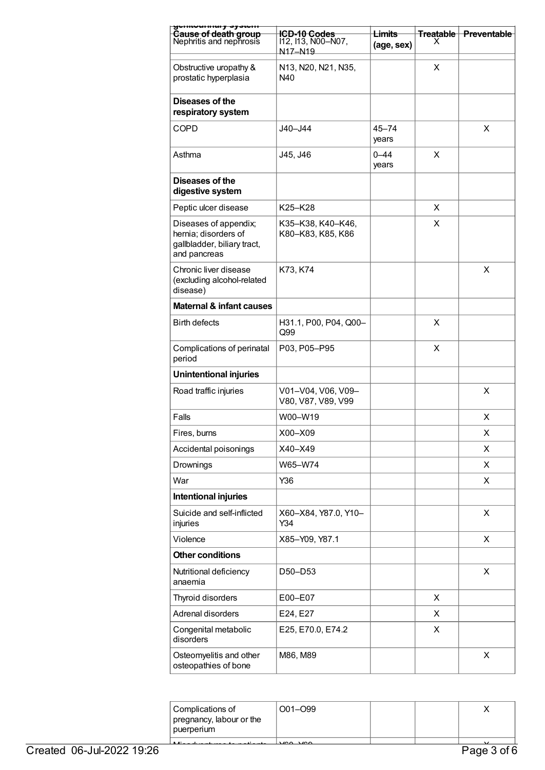| Cause of death group | ICD-10 Codes | Limits (age, sex) | Treatable | Preventable |
|---|---|---|---|---|
| Nephritis and nephrosis | I12, I13, N00–N07, N17–N19 | | X | |
| Obstructive uropathy & prostatic hyperplasia | N13, N20, N21, N35, N40 | | X | |
| **Diseases of the respiratory system** | | | | |
| COPD | J40–J44 | 45–74 years | | X |
| Asthma | J45, J46 | 0–44 years | X | |
| **Diseases of the digestive system** | | | | |
| Peptic ulcer disease | K25–K28 | | X | |
| Diseases of appendix; hernia; disorders of gallbladder, biliary tract, and pancreas | K35–K38, K40–K46, K80–K83, K85, K86 | | X | |
| Chronic liver disease (excluding alcohol-related disease) | K73, K74 | | | X |
| **Maternal & infant causes** | | | | |
| Birth defects | H31.1, P00, P04, Q00–Q99 | | X | |
| Complications of perinatal period | P03, P05–P95 | | X | |
| **Unintentional injuries** | | | | |
| Road traffic injuries | V01–V04, V06, V09–V80, V87, V89, V99 | | | X |
| Falls | W00–W19 | | | X |
| Fires, burns | X00–X09 | | | X |
| Accidental poisonings | X40–X49 | | | X |
| Drownings | W65–W74 | | | X |
| War | Y36 | | | X |
| **Intentional injuries** | | | | |
| Suicide and self-inflicted injuries | X60–X84, Y87.0, Y10–Y34 | | | X |
| Violence | X85–Y09, Y87.1 | | | X |
| **Other conditions** | | | | |
| Nutritional deficiency anaemia | D50–D53 | | | X |
| Thyroid disorders | E00–E07 | | X | |
| Adrenal disorders | E24, E27 | | X | |
| Congenital metabolic disorders | E25, E70.0, E74.2 | | X | |
| Osteomyelitis and other osteopathies of bone | M86, M89 | | | X |
| Complications of pregnancy, labour or the puerperium | O01–O99 | | | X |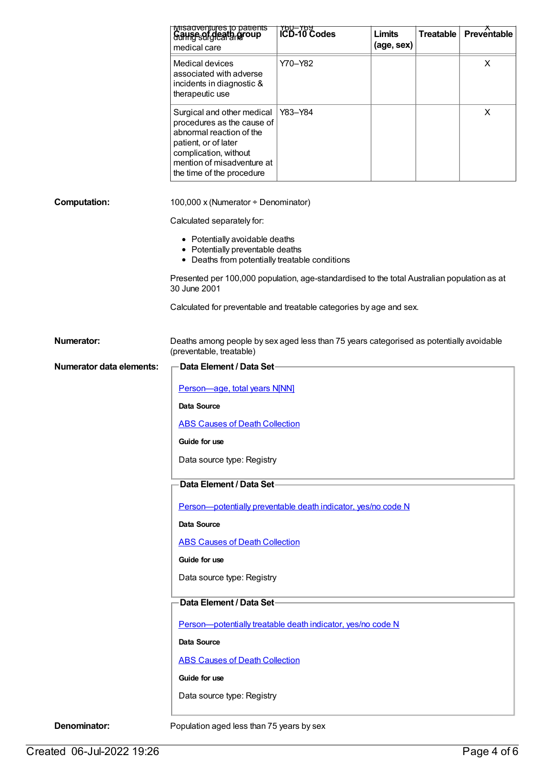| Cause of death group | ICD-10 Codes | Limits (age, sex) | Treatable | Preventable |
| --- | --- | --- | --- | --- |
| Misadventures to patients during surgical and medical care | Y60–Y69 | | | X |
| Medical devices associated with adverse incidents in diagnostic & therapeutic use | Y70–Y82 | | | X |
| Surgical and other medical procedures as the cause of abnormal reaction of the patient, or of later complication, without mention of misadventure at the time of the procedure | Y83–Y84 | | | X |

**Computation:**

100,000 x (Numerator ÷ Denominator)

Calculated separately for:

- Potentially avoidable deaths
- Potentially preventable deaths
- Deaths from potentially treatable conditions

Presented per 100,000 population, age-standardised to the total Australian population as at 30 June 2001

Calculated for preventable and treatable categories by age and sex.

**Numerator:**

Deaths among people by sex aged less than 75 years categorised as potentially avoidable (preventable, treatable)

**Numerator data elements:**

**Data Element / Data Set**

Person—age, total years N[NN]

**Data Source**

ABS Causes of Death Collection

**Guide for use**

Data source type: Registry

**Data Element / Data Set**

Person—potentially preventable death indicator, yes/no code N

**Data Source**

ABS Causes of Death Collection

**Guide for use**

Data source type: Registry

**Data Element / Data Set**

Person—potentially treatable death indicator, yes/no code N

**Data Source**

ABS Causes of Death Collection

**Guide for use**

Data source type: Registry

**Denominator:**

Population aged less than 75 years by sex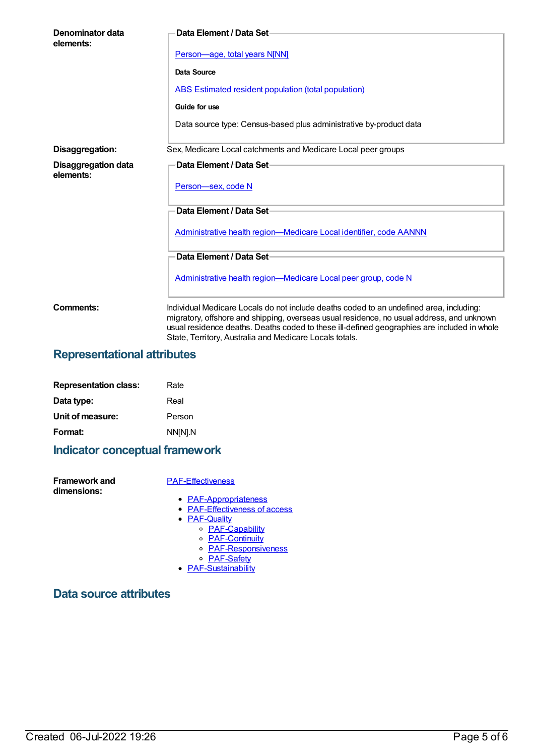**Denominator data elements:**

**Data Element / Data Set**

Person—age, total years N[NN]

**Data Source**

ABS Estimated resident population (total population)

**Guide for use**

Data source type: Census-based plus administrative by-product data

**Disaggregation:** Sex, Medicare Local catchments and Medicare Local peer groups

**Disaggregation data elements:**

**Data Element / Data Set**

Person—sex, code N

**Data Element / Data Set**

Administrative health region—Medicare Local identifier, code AANNN

**Data Element / Data Set**

Administrative health region—Medicare Local peer group, code N

**Comments:** Individual Medicare Locals do not include deaths coded to an undefined area, including: migratory, offshore and shipping, overseas usual residence, no usual address, and unknown usual residence deaths. Deaths coded to these ill-defined geographies are included in whole State, Territory, Australia and Medicare Locals totals.

## Representational attributes

**Representation class:** Rate

**Data type:** Real

**Unit of measure:** Person

**Format:** NN[N].N

## Indicator conceptual framework

**Framework and dimensions:**

PAF-Effectiveness

- PAF-Appropriateness
- PAF-Effectiveness of access
- PAF-Quality
  - PAF-Capability
  - PAF-Continuity
  - PAF-Responsiveness
  - PAF-Safety
- PAF-Sustainability

## Data source attributes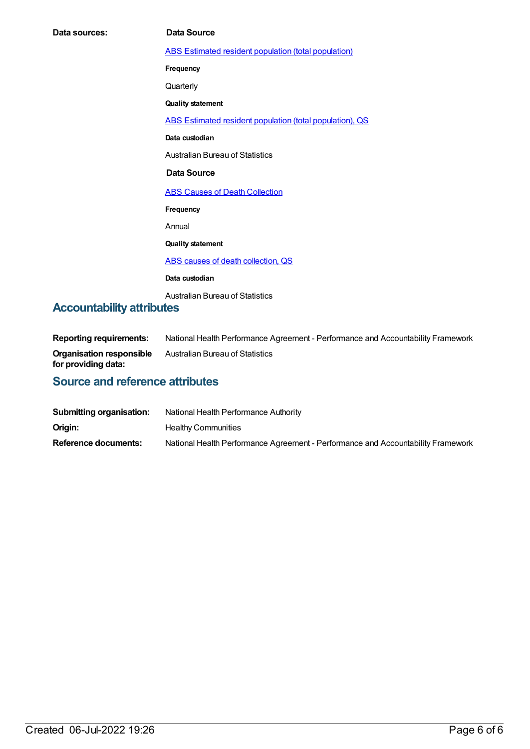**Data sources:**

**Data Source**

ABS Estimated resident population (total population)

**Frequency**

Quarterly

**Quality statement**

ABS Estimated resident population (total population), QS

**Data custodian**

Australian Bureau of Statistics

**Data Source**

ABS Causes of Death Collection

**Frequency**

Annual

**Quality statement**

ABS causes of death collection, QS

**Data custodian**

Australian Bureau of Statistics

## Accountability attributes

**Reporting requirements:** National Health Performance Agreement - Performance and Accountability Framework

**Organisation responsible for providing data:** Australian Bureau of Statistics

## Source and reference attributes

**Submitting organisation:** National Health Performance Authority

**Origin:** Healthy Communities

**Reference documents:** National Health Performance Agreement - Performance and Accountability Framework